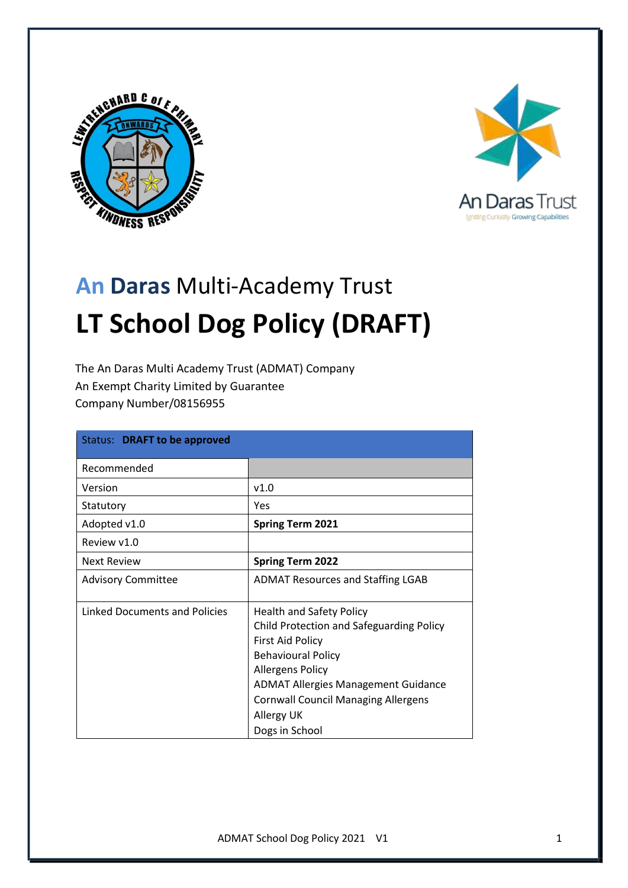# An Daras Multi-Academy Trust

# LT School Dog Policy (DRAFT)

The An Daras Multi Academy Trust (ADMAT) Company
An Exempt Charity Limited by Guarantee
Company Number/08156955

| Status: **DRAFT to be approved** | |
|---|---|
| Recommended | |
| Version | v1.0 |
| Statutory | Yes |
| Adopted v1.0 | **Spring Term 2021** |
| Review v1.0 | |
| Next Review | **Spring Term 2022** |
| Advisory Committee | ADMAT Resources and Staffing LGAB |
| Linked Documents and Policies | Health and Safety Policy<br>Child Protection and Safeguarding Policy<br>First Aid Policy<br>Behavioural Policy<br>Allergens Policy<br>ADMAT Allergies Management Guidance<br>Cornwall Council Managing Allergens<br>Allergy UK<br>Dogs in School |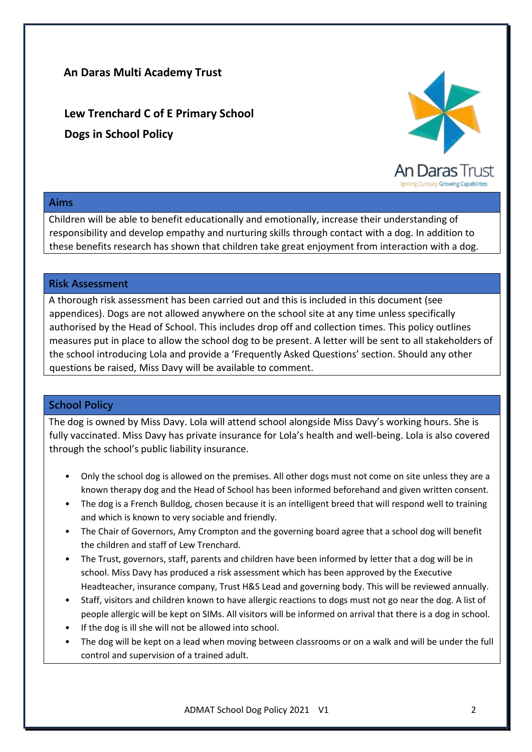**An Daras Multi Academy Trust**

# Lew Trenchard C of E Primary School

# Dogs in School Policy

## Aims

Children will be able to benefit educationally and emotionally, increase their understanding of responsibility and develop empathy and nurturing skills through contact with a dog. In addition to these benefits research has shown that children take great enjoyment from interaction with a dog.

## Risk Assessment

A thorough risk assessment has been carried out and this is included in this document (see appendices). Dogs are not allowed anywhere on the school site at any time unless specifically authorised by the Head of School. This includes drop off and collection times. This policy outlines measures put in place to allow the school dog to be present. A letter will be sent to all stakeholders of the school introducing Lola and provide a 'Frequently Asked Questions' section. Should any other questions be raised, Miss Davy will be available to comment.

## School Policy

The dog is owned by Miss Davy. Lola will attend school alongside Miss Davy's working hours. She is fully vaccinated. Miss Davy has private insurance for Lola's health and well-being. Lola is also covered through the school's public liability insurance.

- Only the school dog is allowed on the premises. All other dogs must not come on site unless they are a known therapy dog and the Head of School has been informed beforehand and given written consent.
- The dog is a French Bulldog, chosen because it is an intelligent breed that will respond well to training and which is known to very sociable and friendly.
- The Chair of Governors, Amy Crompton and the governing board agree that a school dog will benefit the children and staff of Lew Trenchard.
- The Trust, governors, staff, parents and children have been informed by letter that a dog will be in school. Miss Davy has produced a risk assessment which has been approved by the Executive Headteacher, insurance company, Trust H&S Lead and governing body. This will be reviewed annually.
- Staff, visitors and children known to have allergic reactions to dogs must not go near the dog. A list of people allergic will be kept on SIMs. All visitors will be informed on arrival that there is a dog in school.
- If the dog is ill she will not be allowed into school.
- The dog will be kept on a lead when moving between classrooms or on a walk and will be under the full control and supervision of a trained adult.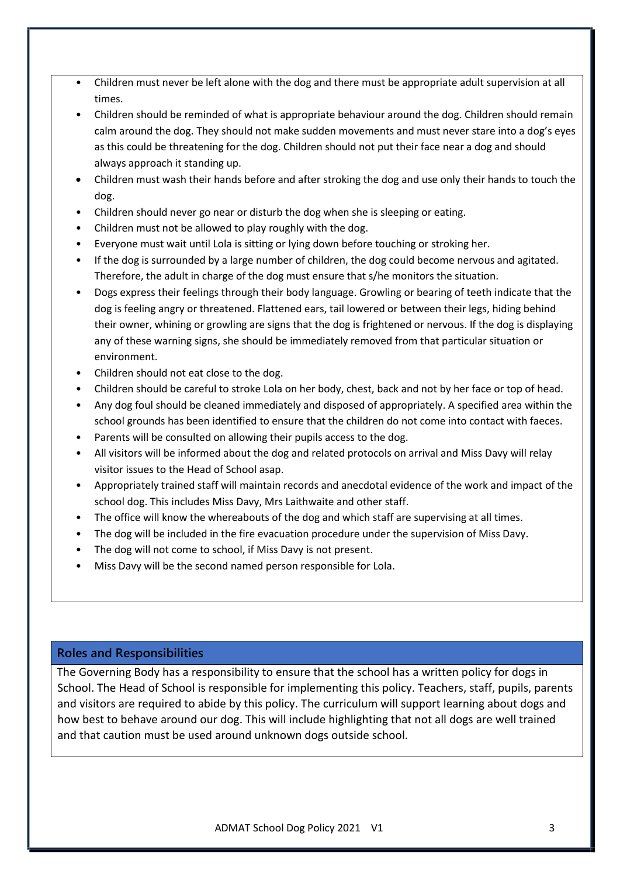- Children must never be left alone with the dog and there must be appropriate adult supervision at all times.
- Children should be reminded of what is appropriate behaviour around the dog. Children should remain calm around the dog. They should not make sudden movements and must never stare into a dog's eyes as this could be threatening for the dog. Children should not put their face near a dog and should always approach it standing up.
- Children must wash their hands before and after stroking the dog and use only their hands to touch the dog.
- Children should never go near or disturb the dog when she is sleeping or eating.
- Children must not be allowed to play roughly with the dog.
- Everyone must wait until Lola is sitting or lying down before touching or stroking her.
- If the dog is surrounded by a large number of children, the dog could become nervous and agitated. Therefore, the adult in charge of the dog must ensure that s/he monitors the situation.
- Dogs express their feelings through their body language. Growling or bearing of teeth indicate that the dog is feeling angry or threatened. Flattened ears, tail lowered or between their legs, hiding behind their owner, whining or growling are signs that the dog is frightened or nervous. If the dog is displaying any of these warning signs, she should be immediately removed from that particular situation or environment.
- Children should not eat close to the dog.
- Children should be careful to stroke Lola on her body, chest, back and not by her face or top of head.
- Any dog foul should be cleaned immediately and disposed of appropriately. A specified area within the school grounds has been identified to ensure that the children do not come into contact with faeces.
- Parents will be consulted on allowing their pupils access to the dog.
- All visitors will be informed about the dog and related protocols on arrival and Miss Davy will relay visitor issues to the Head of School asap.
- Appropriately trained staff will maintain records and anecdotal evidence of the work and impact of the school dog. This includes Miss Davy, Mrs Laithwaite and other staff.
- The office will know the whereabouts of the dog and which staff are supervising at all times.
- The dog will be included in the fire evacuation procedure under the supervision of Miss Davy.
- The dog will not come to school, if Miss Davy is not present.
- Miss Davy will be the second named person responsible for Lola.

## Roles and Responsibilities

The Governing Body has a responsibility to ensure that the school has a written policy for dogs in School. The Head of School is responsible for implementing this policy. Teachers, staff, pupils, parents and visitors are required to abide by this policy. The curriculum will support learning about dogs and how best to behave around our dog. This will include highlighting that not all dogs are well trained and that caution must be used around unknown dogs outside school.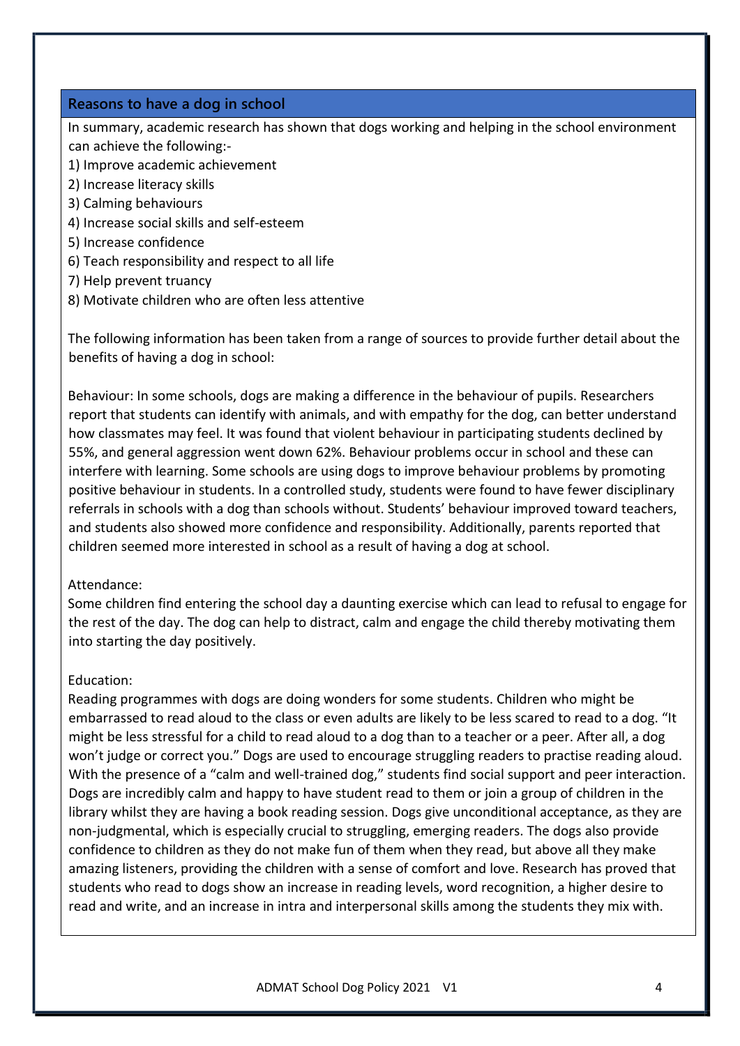## Reasons to have a dog in school

In summary, academic research has shown that dogs working and helping in the school environment can achieve the following:-

1) Improve academic achievement
2) Increase literacy skills
3) Calming behaviours
4) Increase social skills and self-esteem
5) Increase confidence
6) Teach responsibility and respect to all life
7) Help prevent truancy
8) Motivate children who are often less attentive

The following information has been taken from a range of sources to provide further detail about the benefits of having a dog in school:

Behaviour: In some schools, dogs are making a difference in the behaviour of pupils. Researchers report that students can identify with animals, and with empathy for the dog, can better understand how classmates may feel. It was found that violent behaviour in participating students declined by 55%, and general aggression went down 62%. Behaviour problems occur in school and these can interfere with learning. Some schools are using dogs to improve behaviour problems by promoting positive behaviour in students. In a controlled study, students were found to have fewer disciplinary referrals in schools with a dog than schools without. Students' behaviour improved toward teachers, and students also showed more confidence and responsibility. Additionally, parents reported that children seemed more interested in school as a result of having a dog at school.

Attendance:
Some children find entering the school day a daunting exercise which can lead to refusal to engage for the rest of the day. The dog can help to distract, calm and engage the child thereby motivating them into starting the day positively.

Education:
Reading programmes with dogs are doing wonders for some students. Children who might be embarrassed to read aloud to the class or even adults are likely to be less scared to read to a dog. "It might be less stressful for a child to read aloud to a dog than to a teacher or a peer. After all, a dog won't judge or correct you." Dogs are used to encourage struggling readers to practise reading aloud. With the presence of a "calm and well-trained dog," students find social support and peer interaction. Dogs are incredibly calm and happy to have student read to them or join a group of children in the library whilst they are having a book reading session. Dogs give unconditional acceptance, as they are non-judgmental, which is especially crucial to struggling, emerging readers. The dogs also provide confidence to children as they do not make fun of them when they read, but above all they make amazing listeners, providing the children with a sense of comfort and love. Research has proved that students who read to dogs show an increase in reading levels, word recognition, a higher desire to read and write, and an increase in intra and interpersonal skills among the students they mix with.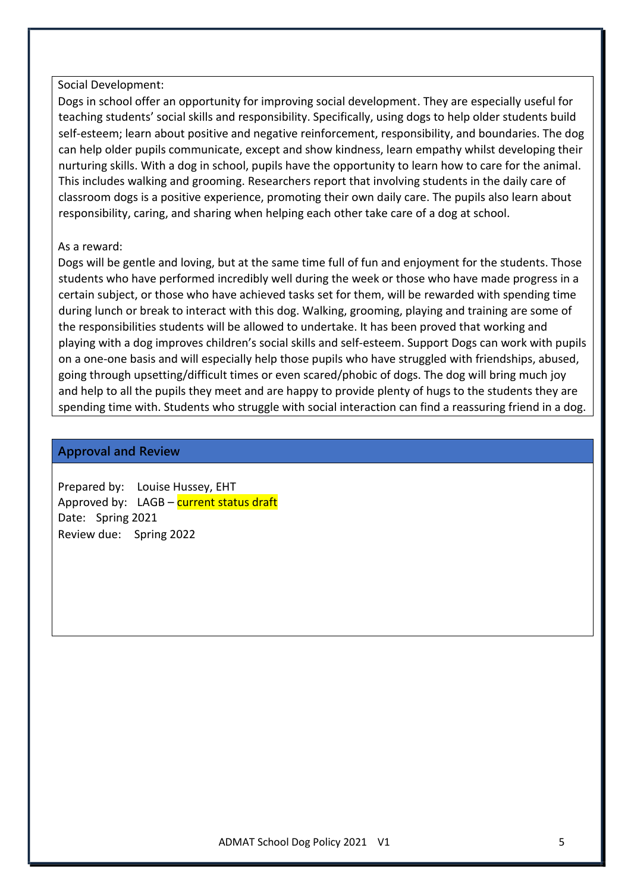Social Development:

Dogs in school offer an opportunity for improving social development. They are especially useful for teaching students' social skills and responsibility. Specifically, using dogs to help older students build self-esteem; learn about positive and negative reinforcement, responsibility, and boundaries. The dog can help older pupils communicate, except and show kindness, learn empathy whilst developing their nurturing skills. With a dog in school, pupils have the opportunity to learn how to care for the animal. This includes walking and grooming. Researchers report that involving students in the daily care of classroom dogs is a positive experience, promoting their own daily care. The pupils also learn about responsibility, caring, and sharing when helping each other take care of a dog at school.

As a reward:

Dogs will be gentle and loving, but at the same time full of fun and enjoyment for the students. Those students who have performed incredibly well during the week or those who have made progress in a certain subject, or those who have achieved tasks set for them, will be rewarded with spending time during lunch or break to interact with this dog. Walking, grooming, playing and training are some of the responsibilities students will be allowed to undertake. It has been proved that working and playing with a dog improves children's social skills and self-esteem. Support Dogs can work with pupils on a one-one basis and will especially help those pupils who have struggled with friendships, abused, going through upsetting/difficult times or even scared/phobic of dogs. The dog will bring much joy and help to all the pupils they meet and are happy to provide plenty of hugs to the students they are spending time with. Students who struggle with social interaction can find a reassuring friend in a dog.

## Approval and Review

Prepared by: Louise Hussey, EHT
Approved by: LAGB – current status draft
Date: Spring 2021
Review due: Spring 2022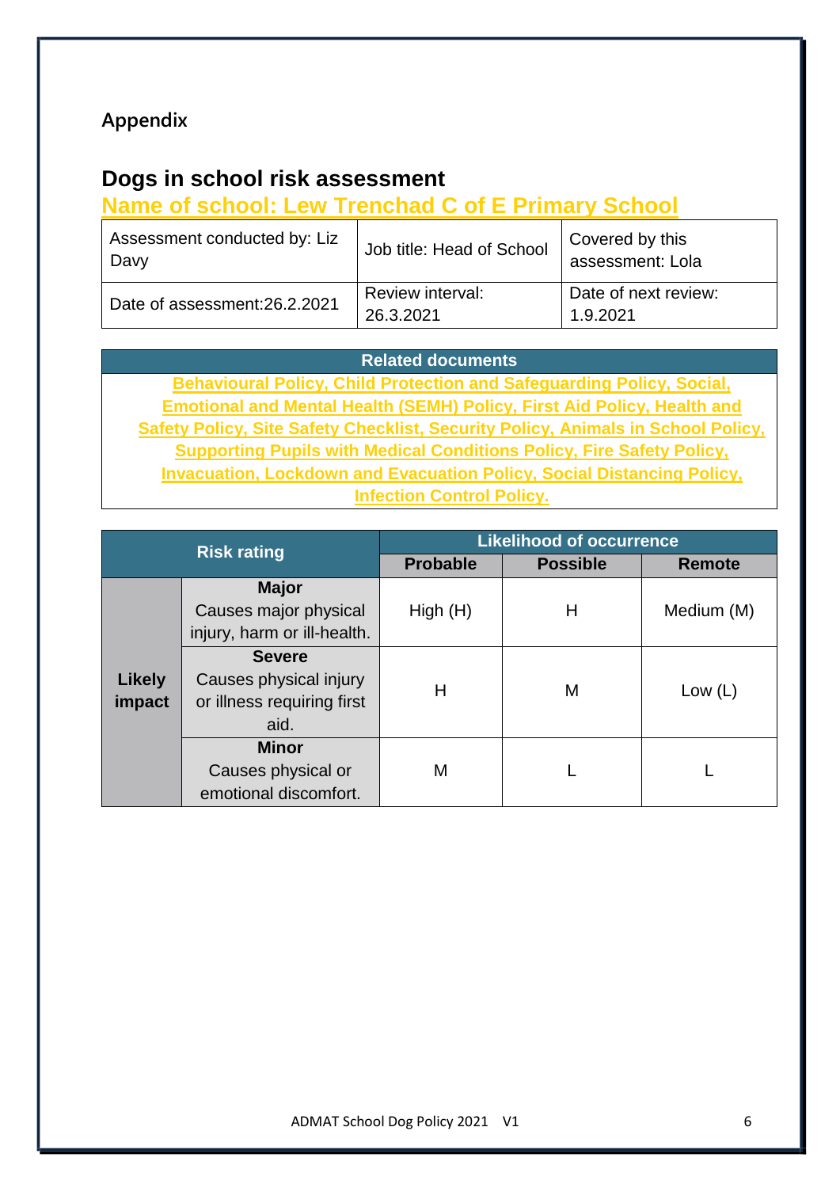## Appendix

# Dogs in school risk assessment

## Name of school: Lew Trenchad C of E Primary School

| Assessment conducted by: Liz Davy | Job title: Head of School | Covered by this assessment: Lola |
|---|---|---|
| Date of assessment:26.2.2021 | Review interval: 26.3.2021 | Date of next review: 1.9.2021 |

| Related documents |
|---|
| Behavioural Policy, Child Protection and Safeguarding Policy, Social, Emotional and Mental Health (SEMH) Policy, First Aid Policy, Health and Safety Policy, Site Safety Checklist, Security Policy, Animals in School Policy, Supporting Pupils with Medical Conditions Policy, Fire Safety Policy, Invacuation, Lockdown and Evacuation Policy, Social Distancing Policy, Infection Control Policy. |

| Risk rating | | Likelihood of occurrence | | |
|---|---|---|---|---|
| | | **Probable** | **Possible** | **Remote** |
| **Likely impact** | **Major** Causes major physical injury, harm or ill-health. | High (H) | H | Medium (M) |
| | **Severe** Causes physical injury or illness requiring first aid. | H | M | Low (L) |
| | **Minor** Causes physical or emotional discomfort. | M | L | L |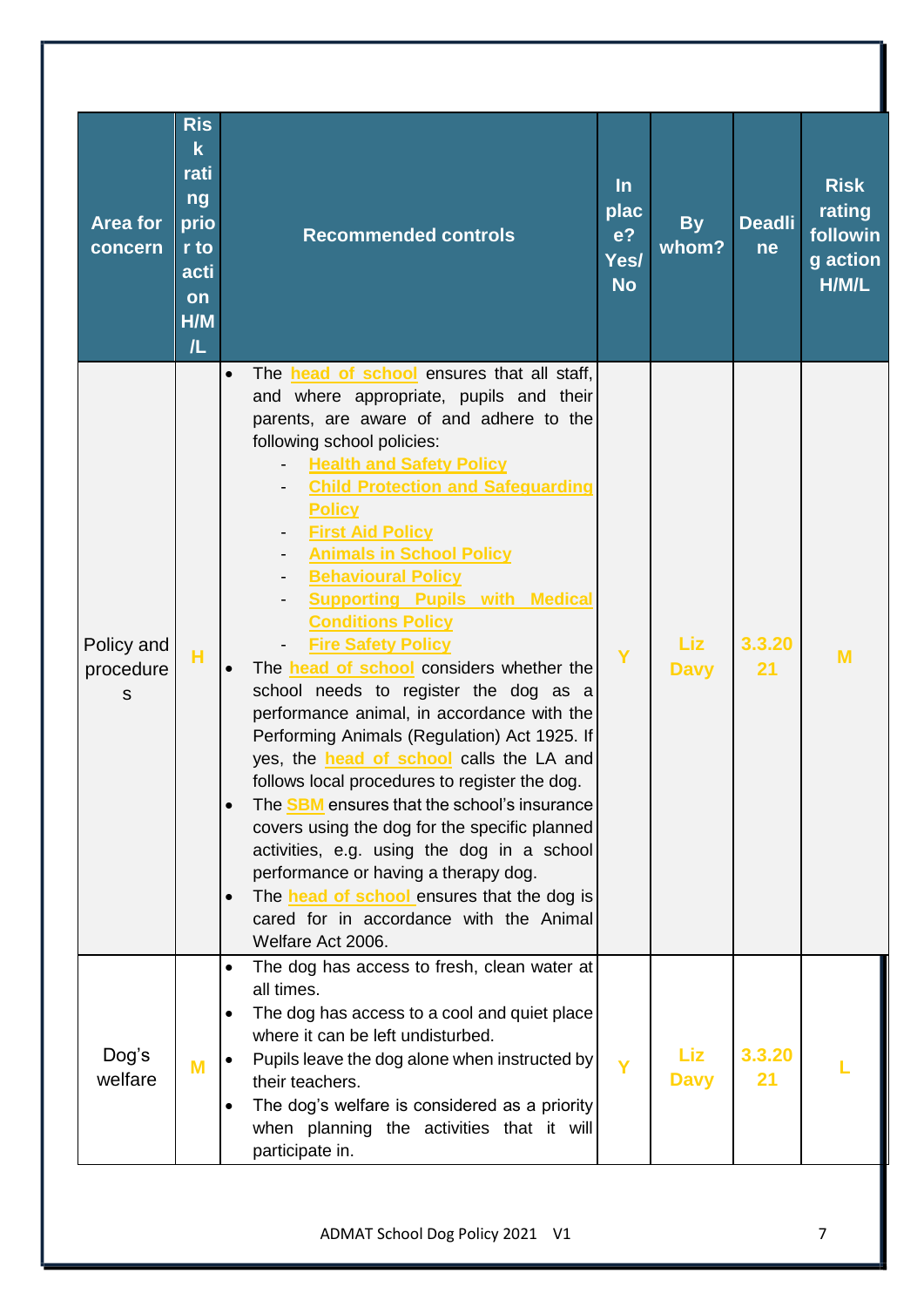| Area for concern | Risk rating prior to action H/M/L | Recommended controls | In place? Yes/ No | By whom? | Deadline | Risk rating following action H/M/L |
|---|---|---|---|---|---|---|
| Policy and procedures | H | • The head of school ensures that all staff, and where appropriate, pupils and their parents, are aware of and adhere to the following school policies:<br>- Health and Safety Policy<br>- Child Protection and Safeguarding Policy<br>- First Aid Policy<br>- Animals in School Policy<br>- Behavioural Policy<br>- Supporting Pupils with Medical Conditions Policy<br>- Fire Safety Policy<br>• The head of school considers whether the school needs to register the dog as a performance animal, in accordance with the Performing Animals (Regulation) Act 1925. If yes, the head of school calls the LA and follows local procedures to register the dog.<br>• The SBM ensures that the school's insurance covers using the dog for the specific planned activities, e.g. using the dog in a school performance or having a therapy dog.<br>• The head of school ensures that the dog is cared for in accordance with the Animal Welfare Act 2006. | Y | Liz Davy | 3.3.2021 | M |
| Dog's welfare | M | • The dog has access to fresh, clean water at all times.<br>• The dog has access to a cool and quiet place where it can be left undisturbed.<br>• Pupils leave the dog alone when instructed by their teachers.<br>• The dog's welfare is considered as a priority when planning the activities that it will participate in. | Y | Liz Davy | 3.3.2021 | L |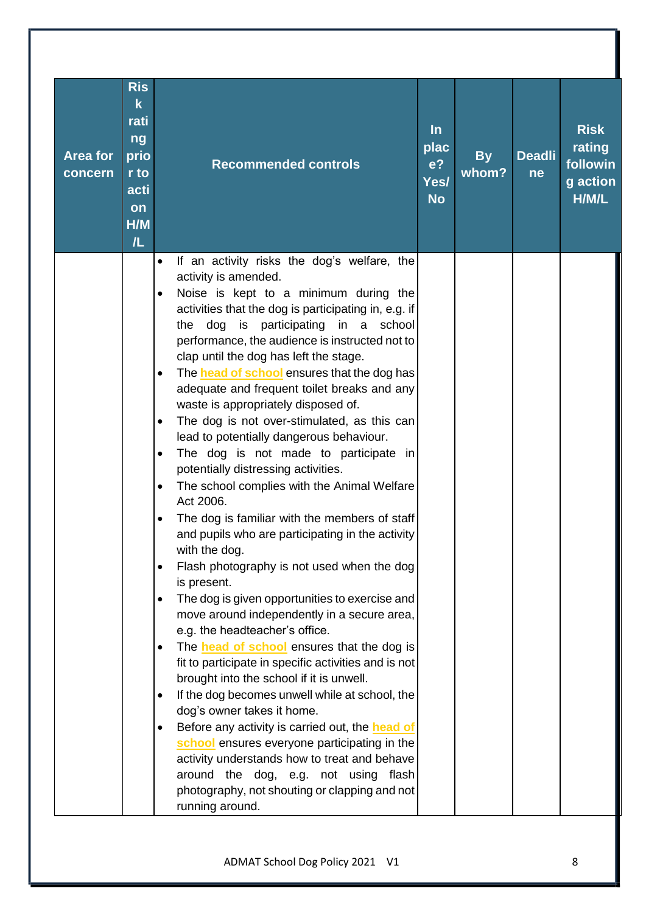| Area for concern | Risk rating prior to action H/M/L | Recommended controls | In place? Yes/No | By whom? | Deadline | Risk rating following action H/M/L |
|---|---|---|---|---|---|---|
| | | • If an activity risks the dog's welfare, the activity is amended.<br>• Noise is kept to a minimum during the activities that the dog is participating in, e.g. if the dog is participating in a school performance, the audience is instructed not to clap until the dog has left the stage.<br>• The **head of school** ensures that the dog has adequate and frequent toilet breaks and any waste is appropriately disposed of.<br>• The dog is not over-stimulated, as this can lead to potentially dangerous behaviour.<br>• The dog is not made to participate in potentially distressing activities.<br>• The school complies with the Animal Welfare Act 2006.<br>• The dog is familiar with the members of staff and pupils who are participating in the activity with the dog.<br>• Flash photography is not used when the dog is present.<br>• The dog is given opportunities to exercise and move around independently in a secure area, e.g. the headteacher's office.<br>• The **head of school** ensures that the dog is fit to participate in specific activities and is not brought into the school if it is unwell.<br>• If the dog becomes unwell while at school, the dog's owner takes it home.<br>• Before any activity is carried out, the **head of school** ensures everyone participating in the activity understands how to treat and behave around the dog, e.g. not using flash photography, not shouting or clapping and not running around. | | | | |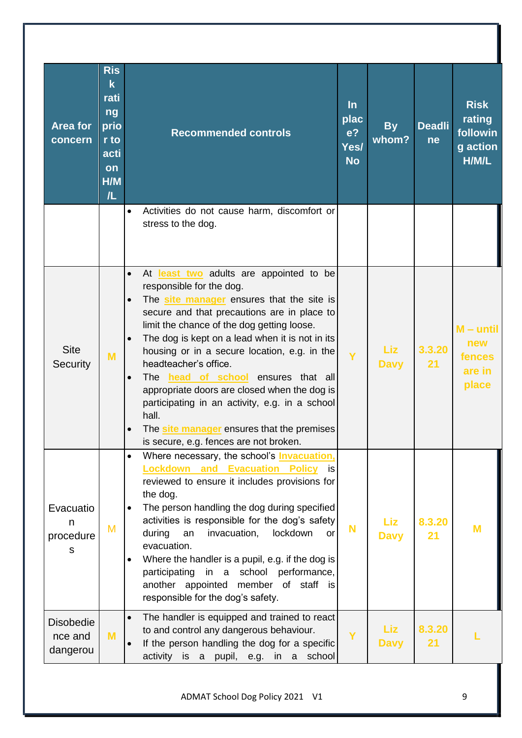| Area for concern | Risk rating prior to action H/M/L | Recommended controls | In place? Yes/No | By whom? | Deadline | Risk rating following action H/M/L |
|---|---|---|---|---|---|---|
| | | • Activities do not cause harm, discomfort or stress to the dog. | | | | |
| Site Security | M | • At least two adults are appointed to be responsible for the dog.<br>• The site manager ensures that the site is secure and that precautions are in place to limit the chance of the dog getting loose.<br>• The dog is kept on a lead when it is not in its housing or in a secure location, e.g. in the headteacher's office.<br>• The head of school ensures that all appropriate doors are closed when the dog is participating in an activity, e.g. in a school hall.<br>• The site manager ensures that the premises is secure, e.g. fences are not broken. | Y | Liz Davy | 3.3.2021 | M – until new fences are in place |
| Evacuation procedures | M | • Where necessary, the school's Invacuation, Lockdown and Evacuation Policy is reviewed to ensure it includes provisions for the dog.<br>• The person handling the dog during specified activities is responsible for the dog's safety during an invacuation, lockdown or evacuation.<br>• Where the handler is a pupil, e.g. if the dog is participating in a school performance, another appointed member of staff is responsible for the dog's safety. | N | Liz Davy | 8.3.2021 | M |
| Disobedience and dangerou | M | • The handler is equipped and trained to react to and control any dangerous behaviour.<br>• If the person handling the dog for a specific activity is a pupil, e.g. in a school | Y | Liz Davy | 8.3.2021 | L |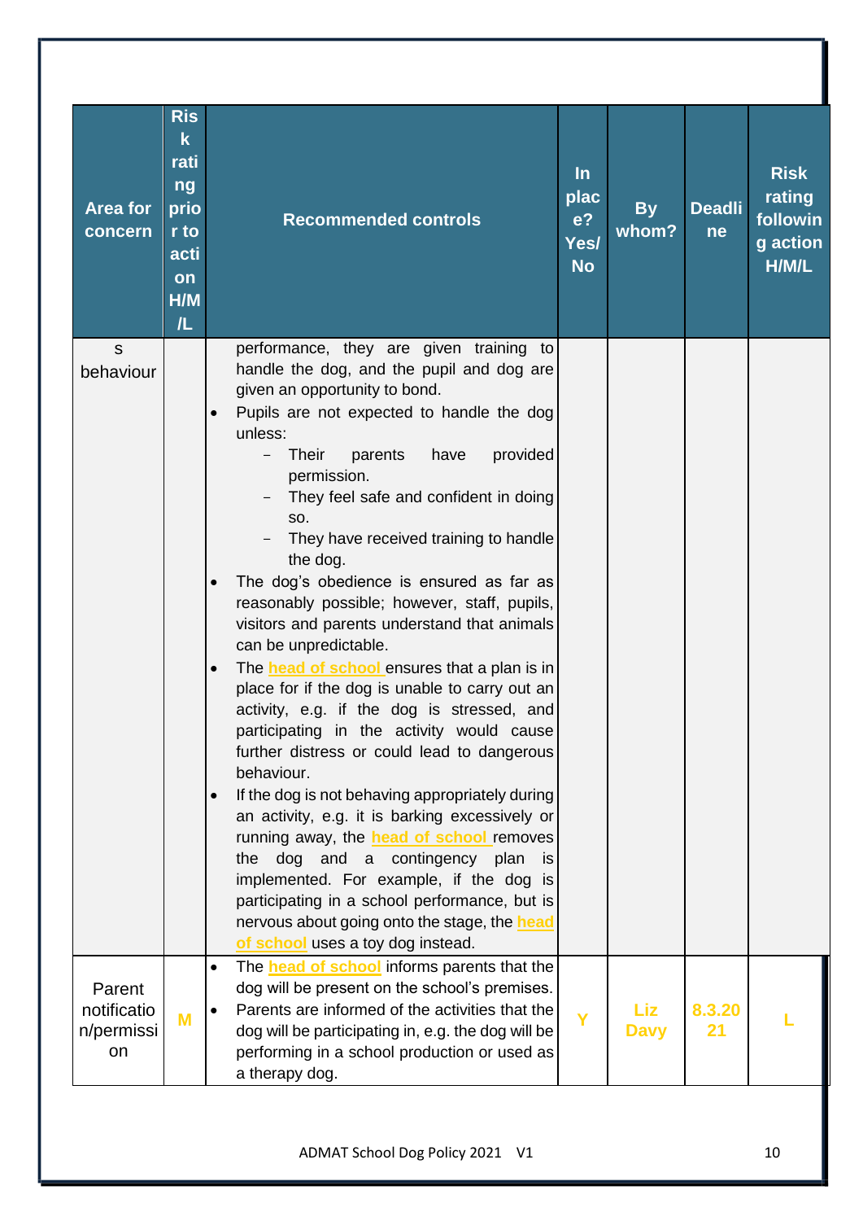| Area for concern | Risk rating prior to action H/M/L | Recommended controls | In place? Yes/No | By whom? | Deadline | Risk rating following action H/M/L |
|---|---|---|---|---|---|---|
| s behaviour | | performance, they are given training to handle the dog, and the pupil and dog are given an opportunity to bond.<br>• Pupils are not expected to handle the dog unless:<br>  – Their parents have provided permission.<br>  – They feel safe and confident in doing so.<br>  – They have received training to handle the dog.<br>• The dog's obedience is ensured as far as reasonably possible; however, staff, pupils, visitors and parents understand that animals can be unpredictable.<br>• The head of school ensures that a plan is in place for if the dog is unable to carry out an activity, e.g. if the dog is stressed, and participating in the activity would cause further distress or could lead to dangerous behaviour.<br>• If the dog is not behaving appropriately during an activity, e.g. it is barking excessively or running away, the head of school removes the dog and a contingency plan is implemented. For example, if the dog is participating in a school performance, but is nervous about going onto the stage, the head of school uses a toy dog instead. | | | | |
| Parent notification/permission | M | • The head of school informs parents that the dog will be present on the school's premises.<br>• Parents are informed of the activities that the dog will be participating in, e.g. the dog will be performing in a school production or used as a therapy dog. | Y | Liz Davy | 8.3.2021 | L |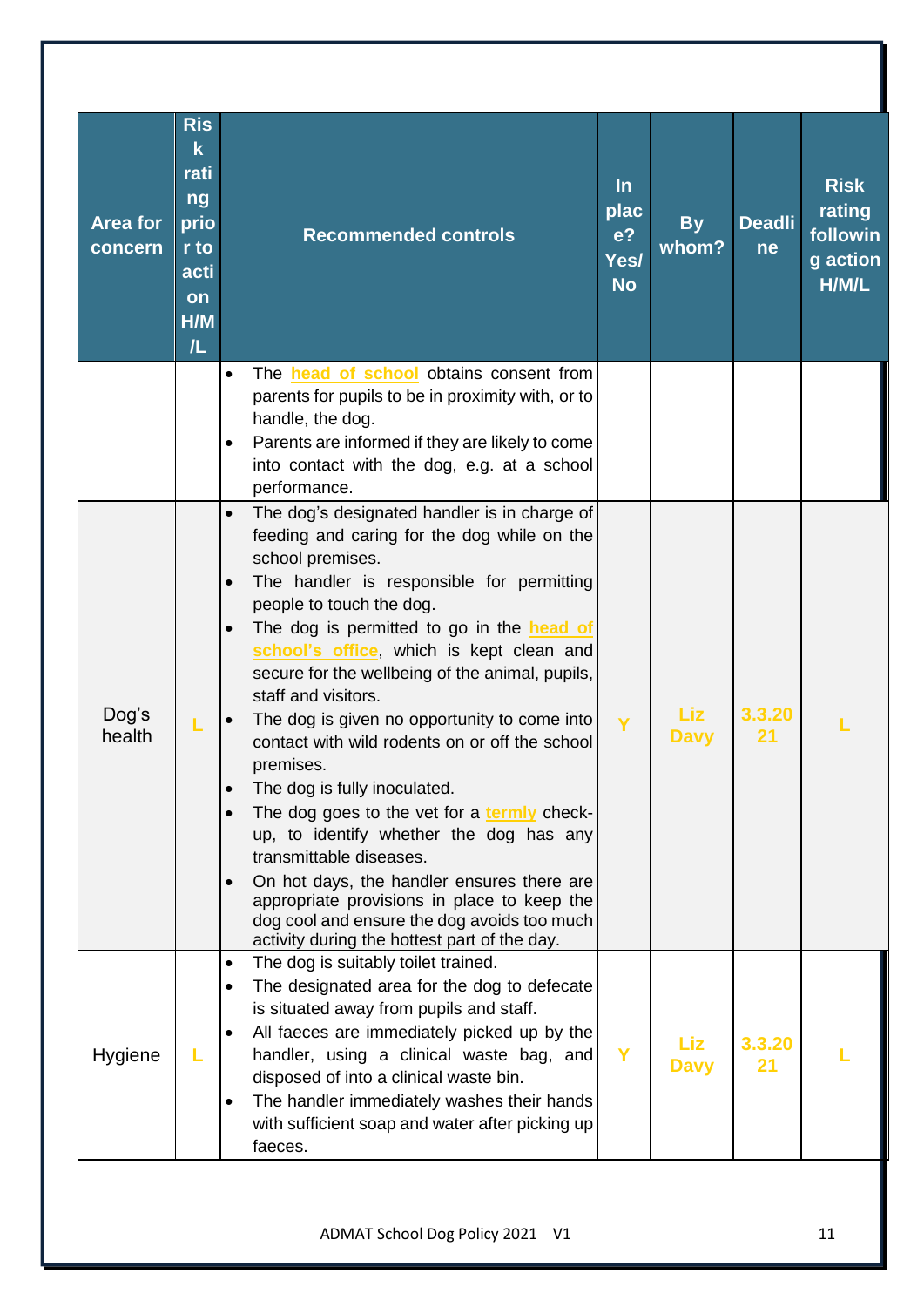| Area for concern | Risk rating prior to action H/M/L | Recommended controls | In place? Yes/No | By whom? | Deadline | Risk rating following action H/M/L |
|---|---|---|---|---|---|---|
| | | • The head of school obtains consent from parents for pupils to be in proximity with, or to handle, the dog.<br>• Parents are informed if they are likely to come into contact with the dog, e.g. at a school performance. | | | | |
| Dog's health | L | • The dog's designated handler is in charge of feeding and caring for the dog while on the school premises.<br>• The handler is responsible for permitting people to touch the dog.<br>• The dog is permitted to go in the head of school's office, which is kept clean and secure for the wellbeing of the animal, pupils, staff and visitors.<br>• The dog is given no opportunity to come into contact with wild rodents on or off the school premises.<br>• The dog is fully inoculated.<br>• The dog goes to the vet for a termly check-up, to identify whether the dog has any transmittable diseases.<br>• On hot days, the handler ensures there are appropriate provisions in place to keep the dog cool and ensure the dog avoids too much activity during the hottest part of the day. | Y | Liz Davy | 3.3.2021 | L |
| Hygiene | L | • The dog is suitably toilet trained.<br>• The designated area for the dog to defecate is situated away from pupils and staff.<br>• All faeces are immediately picked up by the handler, using a clinical waste bag, and disposed of into a clinical waste bin.<br>• The handler immediately washes their hands with sufficient soap and water after picking up faeces. | Y | Liz Davy | 3.3.2021 | L |

ADMAT School Dog Policy 2021 V1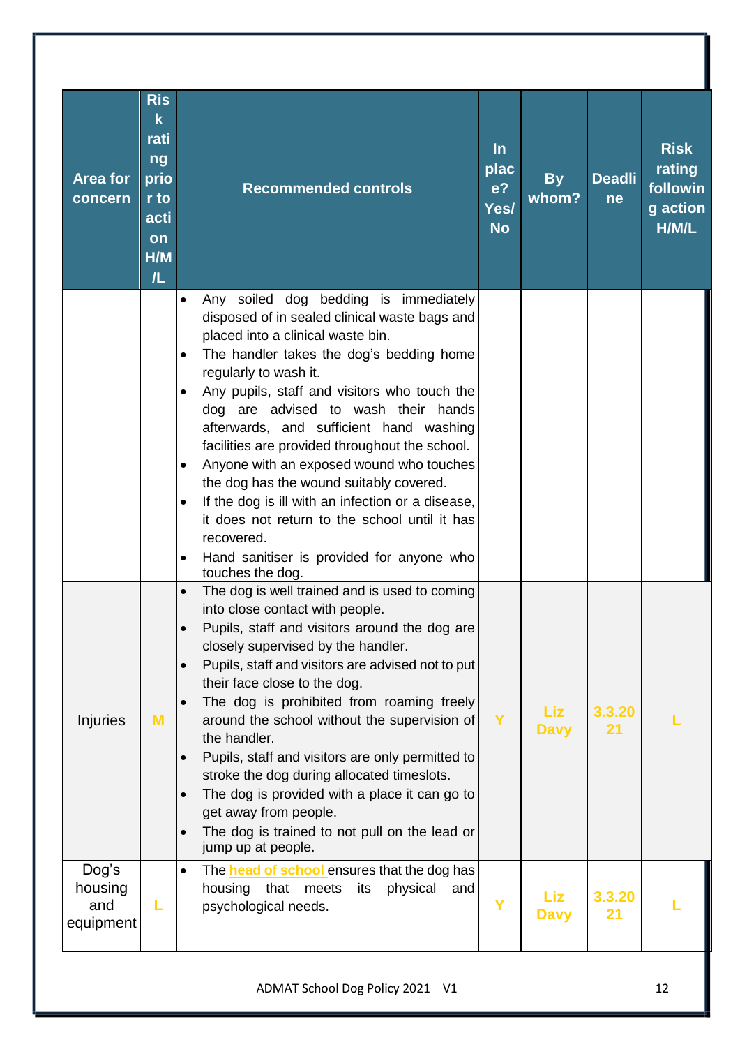| Area for concern | Risk rating prior to action H/M/L | Recommended controls | In place? Yes/No | By whom? | Deadline | Risk rating following action H/M/L |
|---|---|---|---|---|---|---|
| | | • Any soiled dog bedding is immediately disposed of in sealed clinical waste bags and placed into a clinical waste bin.<br>• The handler takes the dog's bedding home regularly to wash it.<br>• Any pupils, staff and visitors who touch the dog are advised to wash their hands afterwards, and sufficient hand washing facilities are provided throughout the school.<br>• Anyone with an exposed wound who touches the dog has the wound suitably covered.<br>• If the dog is ill with an infection or a disease, it does not return to the school until it has recovered.<br>• Hand sanitiser is provided for anyone who touches the dog. | | | | |
| Injuries | M | • The dog is well trained and is used to coming into close contact with people.<br>• Pupils, staff and visitors around the dog are closely supervised by the handler.<br>• Pupils, staff and visitors are advised not to put their face close to the dog.<br>• The dog is prohibited from roaming freely around the school without the supervision of the handler.<br>• Pupils, staff and visitors are only permitted to stroke the dog during allocated timeslots.<br>• The dog is provided with a place it can go to get away from people.<br>• The dog is trained to not pull on the lead or jump up at people. | Y | Liz Davy | 3.3.2021 | L |
| Dog's housing and equipment | L | • The head of school ensures that the dog has housing that meets its physical and psychological needs. | Y | Liz Davy | 3.3.2021 | L |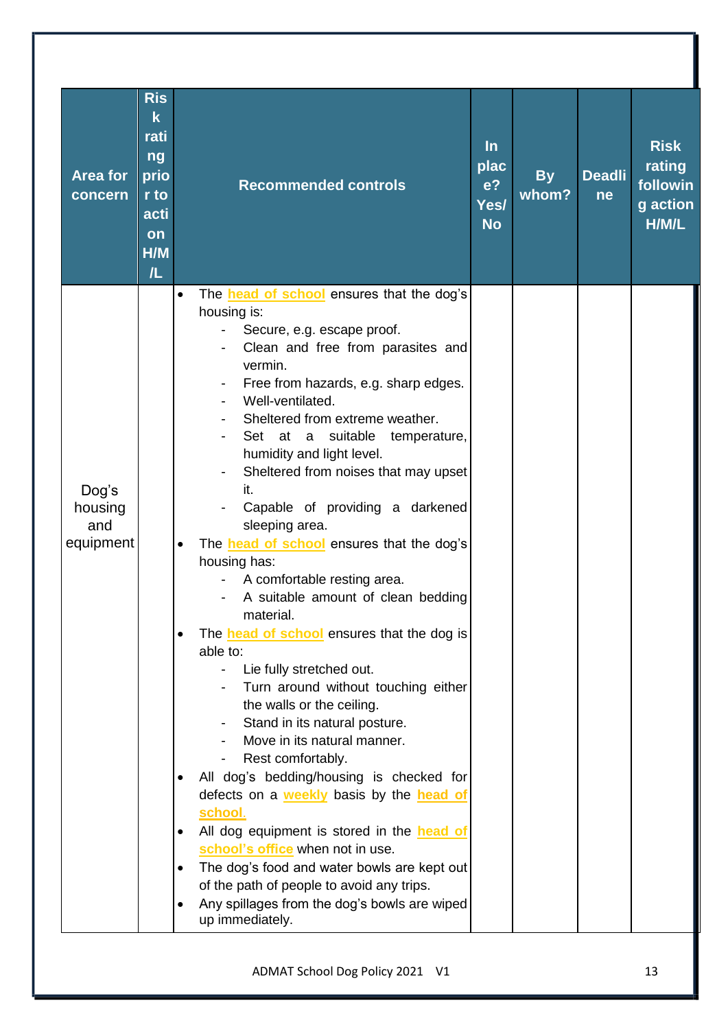| Area for concern | Risk rating prior to action H/M/L | Recommended controls | In place? Yes/No | By whom? | Deadline | Risk rating following action H/M/L |
|---|---|---|---|---|---|---|
| Dog's housing and equipment | | • The head of school ensures that the dog's housing is:<br>- Secure, e.g. escape proof.<br>- Clean and free from parasites and vermin.<br>- Free from hazards, e.g. sharp edges.<br>- Well-ventilated.<br>- Sheltered from extreme weather.<br>- Set at a suitable temperature, humidity and light level.<br>- Sheltered from noises that may upset it.<br>- Capable of providing a darkened sleeping area.<br>• The head of school ensures that the dog's housing has:<br>- A comfortable resting area.<br>- A suitable amount of clean bedding material.<br>• The head of school ensures that the dog is able to:<br>- Lie fully stretched out.<br>- Turn around without touching either the walls or the ceiling.<br>- Stand in its natural posture.<br>- Move in its natural manner.<br>- Rest comfortably.<br>• All dog's bedding/housing is checked for defects on a weekly basis by the head of school.<br>• All dog equipment is stored in the head of school's office when not in use.<br>• The dog's food and water bowls are kept out of the path of people to avoid any trips.<br>• Any spillages from the dog's bowls are wiped up immediately. | | | | |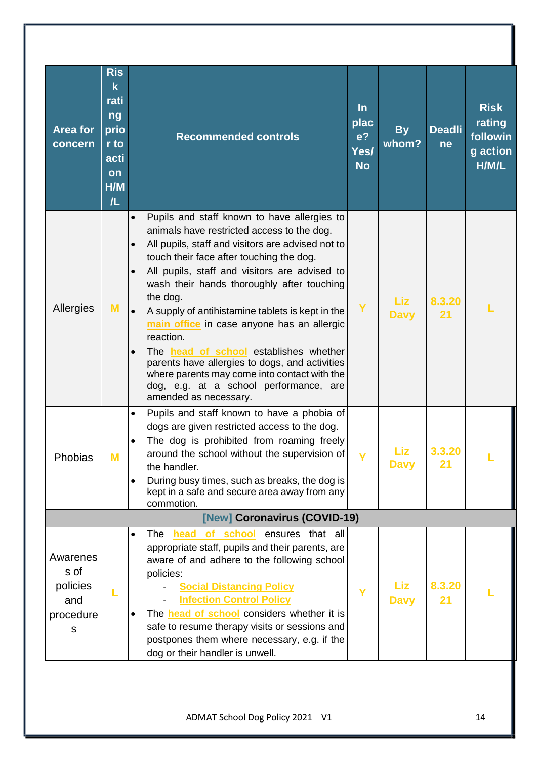| Area for concern | Risk rating prior to action H/M/L | Recommended controls | In place? Yes/No | By whom? | Deadline | Risk rating following action H/M/L |
|---|---|---|---|---|---|---|
| Allergies | M | • Pupils and staff known to have allergies to animals have restricted access to the dog.<br>• All pupils, staff and visitors are advised not to touch their face after touching the dog.<br>• All pupils, staff and visitors are advised to wash their hands thoroughly after touching the dog.<br>• A supply of antihistamine tablets is kept in the main office in case anyone has an allergic reaction.<br>• The head of school establishes whether parents have allergies to dogs, and activities where parents may come into contact with the dog, e.g. at a school performance, are amended as necessary. | Y | Liz Davy | 8.3.2021 | L |
| Phobias | M | • Pupils and staff known to have a phobia of dogs are given restricted access to the dog.<br>• The dog is prohibited from roaming freely around the school without the supervision of the handler.<br>• During busy times, such as breaks, the dog is kept in a safe and secure area away from any commotion. | Y | Liz Davy | 3.3.2021 | L |
| **[New] Coronavirus (COVID-19)** | | | | | | |
| Awareness of policies and procedures | L | • The head of school ensures that all appropriate staff, pupils and their parents, are aware of and adhere to the following school policies:<br>- Social Distancing Policy<br>- Infection Control Policy<br>• The head of school considers whether it is safe to resume therapy visits or sessions and postpones them where necessary, e.g. if the dog or their handler is unwell. | Y | Liz Davy | 8.3.2021 | L |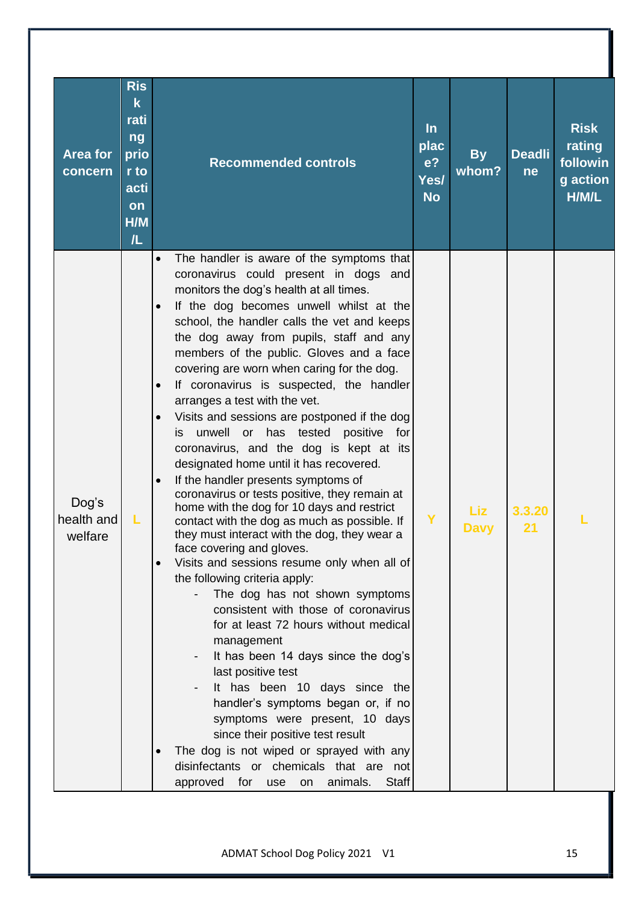| Area for concern | Risk rating prior to action H/M/L | Recommended controls | In place? Yes/ No | By whom? | Deadline | Risk rating following action H/M/L |
|---|---|---|---|---|---|---|
| Dog's health and welfare | L | • The handler is aware of the symptoms that coronavirus could present in dogs and monitors the dog's health at all times.<br>• If the dog becomes unwell whilst at the school, the handler calls the vet and keeps the dog away from pupils, staff and any members of the public. Gloves and a face covering are worn when caring for the dog.<br>• If coronavirus is suspected, the handler arranges a test with the vet.<br>• Visits and sessions are postponed if the dog is unwell or has tested positive for coronavirus, and the dog is kept at its designated home until it has recovered.<br>• If the handler presents symptoms of coronavirus or tests positive, they remain at home with the dog for 10 days and restrict contact with the dog as much as possible. If they must interact with the dog, they wear a face covering and gloves.<br>• Visits and sessions resume only when all of the following criteria apply:<br>- The dog has not shown symptoms consistent with those of coronavirus for at least 72 hours without medical management<br>- It has been 14 days since the dog's last positive test<br>- It has been 10 days since the handler's symptoms began or, if no symptoms were present, 10 days since their positive test result<br>• The dog is not wiped or sprayed with any disinfectants or chemicals that are not approved for use on animals. Staff | Y | Liz Davy | 3.3.2021 | L |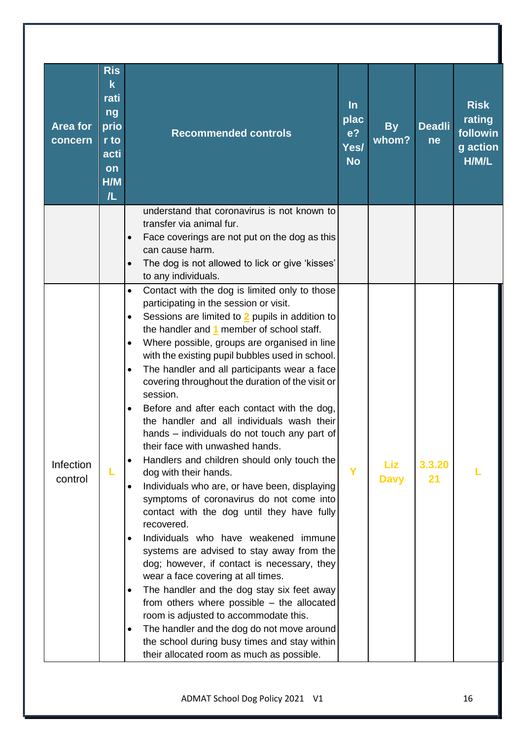| Area for concern | Risk rating prior to action H/M/L | Recommended controls | In place? Yes/No | By whom? | Deadline | Risk rating following action H/M/L |
|---|---|---|---|---|---|---|
| | | understand that coronavirus is not known to transfer via animal fur.<br>• Face coverings are not put on the dog as this can cause harm.<br>• The dog is not allowed to lick or give 'kisses' to any individuals. | | | | |
| Infection control | L | • Contact with the dog is limited only to those participating in the session or visit.<br>• Sessions are limited to 2 pupils in addition to the handler and 1 member of school staff.<br>• Where possible, groups are organised in line with the existing pupil bubbles used in school.<br>• The handler and all participants wear a face covering throughout the duration of the visit or session.<br>• Before and after each contact with the dog, the handler and all individuals wash their hands – individuals do not touch any part of their face with unwashed hands.<br>• Handlers and children should only touch the dog with their hands.<br>• Individuals who are, or have been, displaying symptoms of coronavirus do not come into contact with the dog until they have fully recovered.<br>• Individuals who have weakened immune systems are advised to stay away from the dog; however, if contact is necessary, they wear a face covering at all times.<br>• The handler and the dog stay six feet away from others where possible – the allocated room is adjusted to accommodate this.<br>• The handler and the dog do not move around the school during busy times and stay within their allocated room as much as possible. | Y | Liz Davy | 3.3.2021 | L |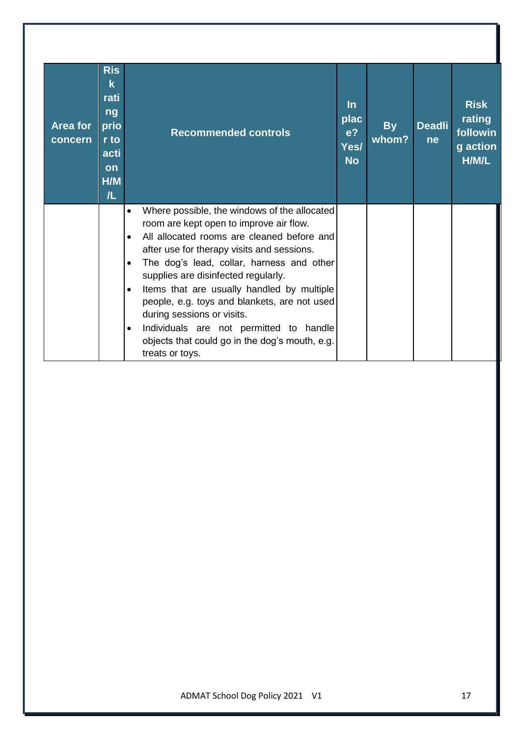| Area for concern | Risk rating prior to action H/M/L | Recommended controls | In place? Yes/ No | By whom? | Deadline | Risk rating following action H/M/L |
|---|---|---|---|---|---|---|
| | | • Where possible, the windows of the allocated room are kept open to improve air flow.<br>• All allocated rooms are cleaned before and after use for therapy visits and sessions.<br>• The dog's lead, collar, harness and other supplies are disinfected regularly.<br>• Items that are usually handled by multiple people, e.g. toys and blankets, are not used during sessions or visits.<br>• Individuals are not permitted to handle objects that could go in the dog's mouth, e.g. treats or toys. | | | | |